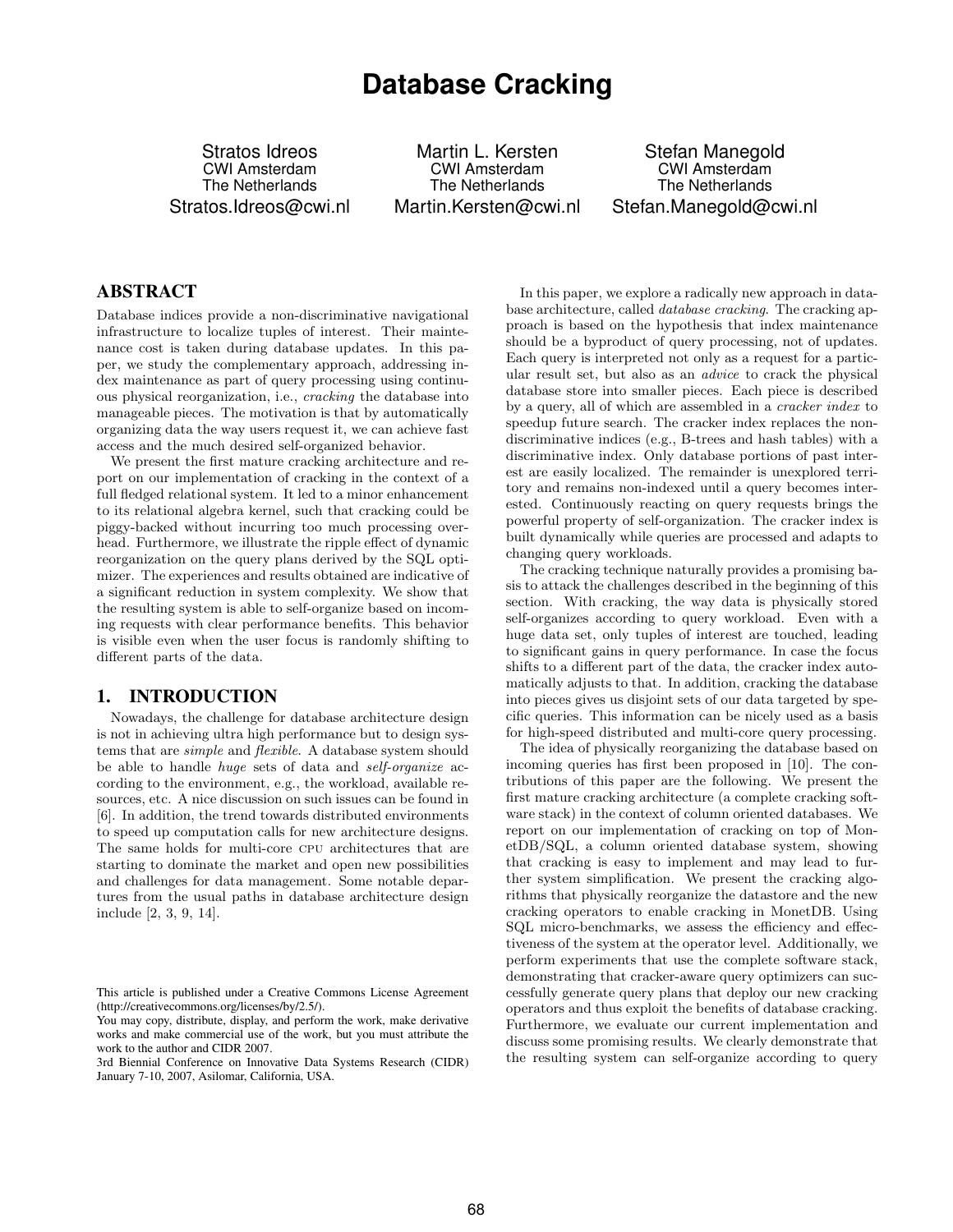# Database Cracking

Stratos Idreos
CWI Amsterdam
The Netherlands
Stratos.Idreos@cwi.nl

Martin L. Kersten
CWI Amsterdam
The Netherlands
Martin.Kersten@cwi.nl

Stefan Manegold
CWI Amsterdam
The Netherlands
Stefan.Manegold@cwi.nl

## ABSTRACT

Database indices provide a non-discriminative navigational infrastructure to localize tuples of interest. Their maintenance cost is taken during database updates. In this paper, we study the complementary approach, addressing index maintenance as part of query processing using continuous physical reorganization, i.e., *cracking* the database into manageable pieces. The motivation is that by automatically organizing data the way users request it, we can achieve fast access and the much desired self-organized behavior.

We present the first mature cracking architecture and report on our implementation of cracking in the context of a full fledged relational system. It led to a minor enhancement to its relational algebra kernel, such that cracking could be piggy-backed without incurring too much processing overhead. Furthermore, we illustrate the ripple effect of dynamic reorganization on the query plans derived by the SQL optimizer. The experiences and results obtained are indicative of a significant reduction in system complexity. We show that the resulting system is able to self-organize based on incoming requests with clear performance benefits. This behavior is visible even when the user focus is randomly shifting to different parts of the data.

## 1. INTRODUCTION

Nowadays, the challenge for database architecture design is not in achieving ultra high performance but to design systems that are *simple* and *flexible*. A database system should be able to handle *huge* sets of data and *self-organize* according to the environment, e.g., the workload, available resources, etc. A nice discussion on such issues can be found in [6]. In addition, the trend towards distributed environments to speed up computation calls for new architecture designs. The same holds for multi-core CPU architectures that are starting to dominate the market and open new possibilities and challenges for data management. Some notable departures from the usual paths in database architecture design include [2, 3, 9, 14].

This article is published under a Creative Commons License Agreement (http://creativecommons.org/licenses/by/2.5/).
You may copy, distribute, display, and perform the work, make derivative works and make commercial use of the work, but you must attribute the work to the author and CIDR 2007.
3rd Biennial Conference on Innovative Data Systems Research (CIDR) January 7-10, 2007, Asilomar, California, USA.

In this paper, we explore a radically new approach in database architecture, called *database cracking*. The cracking approach is based on the hypothesis that index maintenance should be a byproduct of query processing, not of updates. Each query is interpreted not only as a request for a particular result set, but also as an *advice* to crack the physical database store into smaller pieces. Each piece is described by a query, all of which are assembled in a *cracker index* to speedup future search. The cracker index replaces the non-discriminative indices (e.g., B-trees and hash tables) with a discriminative index. Only database portions of past interest are easily localized. The remainder is unexplored territory and remains non-indexed until a query becomes interested. Continuously reacting on query requests brings the powerful property of self-organization. The cracker index is built dynamically while queries are processed and adapts to changing query workloads.

The cracking technique naturally provides a promising basis to attack the challenges described in the beginning of this section. With cracking, the way data is physically stored self-organizes according to query workload. Even with a huge data set, only tuples of interest are touched, leading to significant gains in query performance. In case the focus shifts to a different part of the data, the cracker index automatically adjusts to that. In addition, cracking the database into pieces gives us disjoint sets of our data targeted by specific queries. This information can be nicely used as a basis for high-speed distributed and multi-core query processing.

The idea of physically reorganizing the database based on incoming queries has first been proposed in [10]. The contributions of this paper are the following. We present the first mature cracking architecture (a complete cracking software stack) in the context of column oriented databases. We report on our implementation of cracking on top of MonetDB/SQL, a column oriented database system, showing that cracking is easy to implement and may lead to further system simplification. We present the cracking algorithms that physically reorganize the datastore and the new cracking operators to enable cracking in MonetDB. Using SQL micro-benchmarks, we assess the efficiency and effectiveness of the system at the operator level. Additionally, we perform experiments that use the complete software stack, demonstrating that cracker-aware query optimizers can successfully generate query plans that deploy our new cracking operators and thus exploit the benefits of database cracking. Furthermore, we evaluate our current implementation and discuss some promising results. We clearly demonstrate that the resulting system can self-organize according to query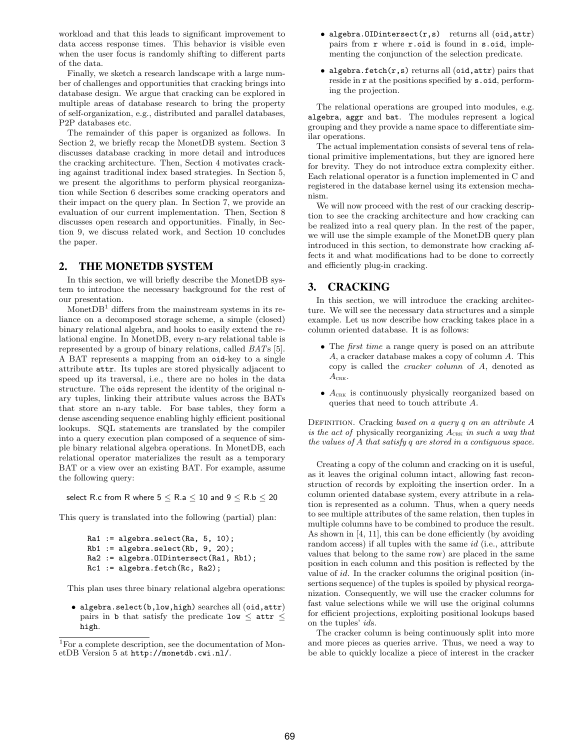workload and that this leads to significant improvement to data access response times. This behavior is visible even when the user focus is randomly shifting to different parts of the data.

Finally, we sketch a research landscape with a large number of challenges and opportunities that cracking brings into database design. We argue that cracking can be explored in multiple areas of database research to bring the property of self-organization, e.g., distributed and parallel databases, P2P databases etc.

The remainder of this paper is organized as follows. In Section 2, we briefly recap the MonetDB system. Section 3 discusses database cracking in more detail and introduces the cracking architecture. Then, Section 4 motivates cracking against traditional index based strategies. In Section 5, we present the algorithms to perform physical reorganization while Section 6 describes some cracking operators and their impact on the query plan. In Section 7, we provide an evaluation of our current implementation. Then, Section 8 discusses open research and opportunities. Finally, in Section 9, we discuss related work, and Section 10 concludes the paper.

## 2. THE MONETDB SYSTEM

In this section, we will briefly describe the MonetDB system to introduce the necessary background for the rest of our presentation.

MonetDB[1] differs from the mainstream systems in its reliance on a decomposed storage scheme, a simple (closed) binary relational algebra, and hooks to easily extend the relational engine. In MonetDB, every n-ary relational table is represented by a group of binary relations, called *BAT*s [5]. A BAT represents a mapping from an `oid`-key to a single attribute `attr`. Its tuples are stored physically adjacent to speed up its traversal, i.e., there are no holes in the data structure. The `oid`s represent the identity of the original n-ary tuples, linking their attribute values across the BATs that store an n-ary table. For base tables, they form a dense ascending sequence enabling highly efficient positional lookups. SQL statements are translated by the compiler into a query execution plan composed of a sequence of simple binary relational algebra operations. In MonetDB, each relational operator materializes the result as a temporary BAT or a view over an existing BAT. For example, assume the following query:

select R.c from R where $5 \leq$ R.a $\leq 10$ and $9 \leq$ R.b $\leq 20$

This query is translated into the following (partial) plan:

```
Ra1 := algebra.select(Ra, 5, 10);
Rb1 := algebra.select(Rb, 9, 20);
Ra2 := algebra.OIDintersect(Ra1, Rb1);
Rc1 := algebra.fetch(Rc, Ra2);
```

This plan uses three binary relational algebra operations:

- `algebra.select(b,low,high)` searches all (`oid,attr`) pairs in `b` that satisfy the predicate `low` $\leq$ `attr` $\leq$ `high`.
- `algebra.OIDintersect(r,s)` returns all (`oid,attr`) pairs from `r` where `r.oid` is found in `s.oid`, implementing the conjunction of the selection predicate.
- `algebra.fetch(r,s)` returns all (`oid,attr`) pairs that reside in `r` at the positions specified by `s.oid`, performing the projection.

The relational operations are grouped into modules, e.g. `algebra`, `aggr` and `bat`. The modules represent a logical grouping and they provide a name space to differentiate similar operations.

The actual implementation consists of several tens of relational primitive implementations, but they are ignored here for brevity. They do not introduce extra complexity either. Each relational operator is a function implemented in C and registered in the database kernel using its extension mechanism.

We will now proceed with the rest of our cracking description to see the cracking architecture and how cracking can be realized into a real query plan. In the rest of the paper, we will use the simple example of the MonetDB query plan introduced in this section, to demonstrate how cracking affects it and what modifications had to be done to correctly and efficiently plug-in cracking.

## 3. CRACKING

In this section, we will introduce the cracking architecture. We will see the necessary data structures and a simple example. Let us now describe how cracking takes place in a column oriented database. It is as follows:

- The *first time* a range query is posed on an attribute $A$, a cracker database makes a copy of column $A$. This copy is called the *cracker column* of $A$, denoted as $A_{\text{CRK}}$.
- $A_{\text{CRK}}$ is continuously physically reorganized based on queries that need to touch attribute $A$.

Definition. Cracking *based on a query $q$ on an attribute $A$ is the act of* physically reorganizing $A_{\text{CRK}}$ *in such a way that the values of $A$ that satisfy $q$ are stored in a contiguous space.*

Creating a copy of the column and cracking on it is useful, as it leaves the original column intact, allowing fast reconstruction of records by exploiting the insertion order. In a column oriented database system, every attribute in a relation is represented as a column. Thus, when a query needs to see multiple attributes of the same relation, then tuples in multiple columns have to be combined to produce the result. As shown in [4, 11], this can be done efficiently (by avoiding random access) if all tuples with the same *id* (i.e., attribute values that belong to the same row) are placed in the same position in each column and this position is reflected by the value of *id*. In the cracker columns the original position (insertions sequence) of the tuples is spoiled by physical reorganization. Consequently, we will use the cracker columns for fast value selections while we will use the original columns for efficient projections, exploiting positional lookups based on the tuples' *id*s.

The cracker column is being continuously split into more and more pieces as queries arrive. Thus, we need a way to be able to quickly localize a piece of interest in the cracker

[1]For a complete description, see the documentation of MonetDB Version 5 at `http://monetdb.cwi.nl/`.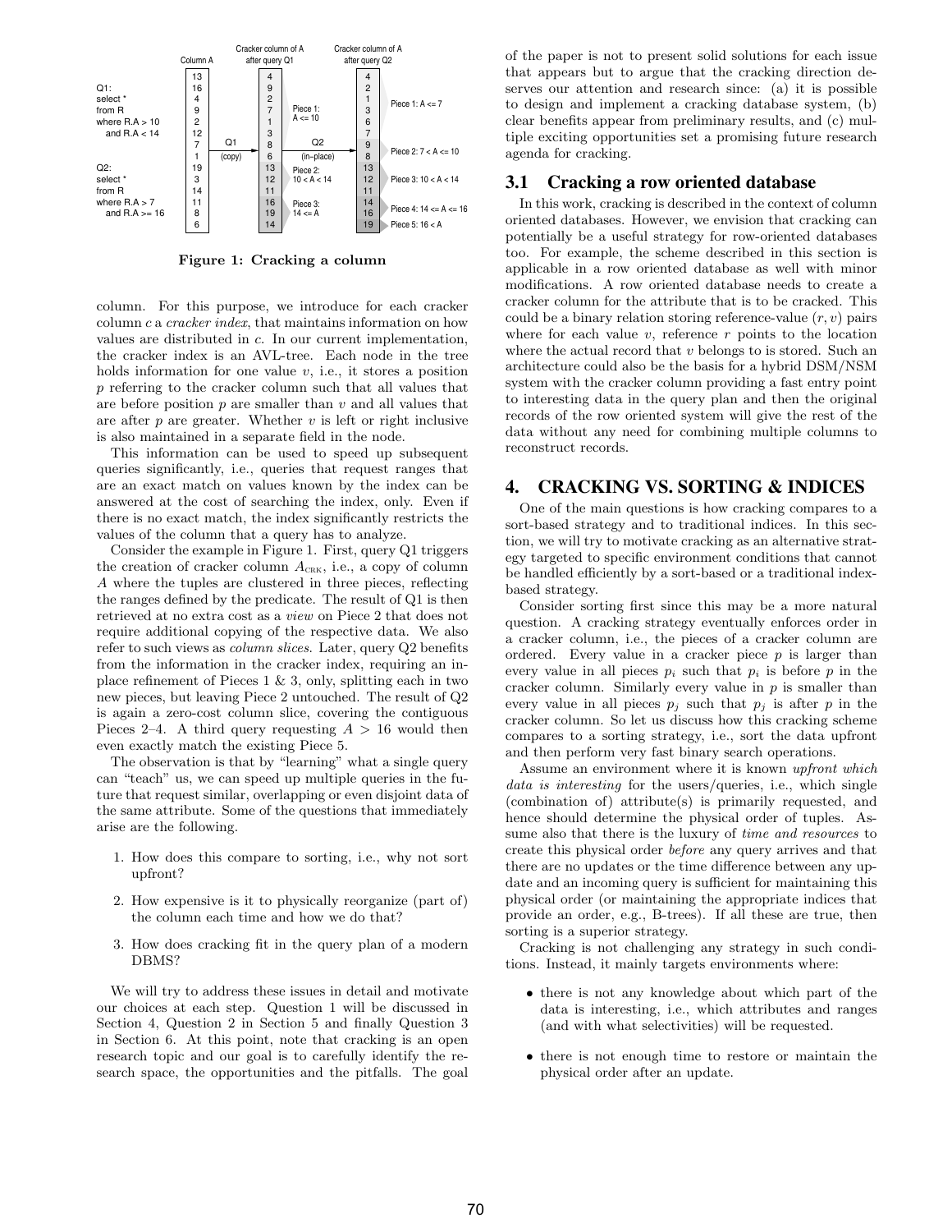Figure 1: Cracking a column

column. For this purpose, we introduce for each cracker column $c$ a *cracker index*, that maintains information on how values are distributed in $c$. In our current implementation, the cracker index is an AVL-tree. Each node in the tree holds information for one value $v$, i.e., it stores a position $p$ referring to the cracker column such that all values that are before position $p$ are smaller than $v$ and all values that are after $p$ are greater. Whether $v$ is left or right inclusive is also maintained in a separate field in the node.

This information can be used to speed up subsequent queries significantly, i.e., queries that request ranges that are an exact match on values known by the index can be answered at the cost of searching the index, only. Even if there is no exact match, the index significantly restricts the values of the column that a query has to analyze.

Consider the example in Figure 1. First, query Q1 triggers the creation of cracker column $A_{\text{CRK}}$, i.e., a copy of column $A$ where the tuples are clustered in three pieces, reflecting the ranges defined by the predicate. The result of Q1 is then retrieved at no extra cost as a *view* on Piece 2 that does not require additional copying of the respective data. We also refer to such views as *column slices*. Later, query Q2 benefits from the information in the cracker index, requiring an in-place refinement of Pieces 1 & 3, only, splitting each in two new pieces, but leaving Piece 2 untouched. The result of Q2 is again a zero-cost column slice, covering the contiguous Pieces 2–4. A third query requesting $A > 16$ would then even exactly match the existing Piece 5.

The observation is that by "learning" what a single query can "teach" us, we can speed up multiple queries in the future that request similar, overlapping or even disjoint data of the same attribute. Some of the questions that immediately arise are the following.

1. How does this compare to sorting, i.e., why not sort upfront?
2. How expensive is it to physically reorganize (part of) the column each time and how we do that?
3. How does cracking fit in the query plan of a modern DBMS?

We will try to address these issues in detail and motivate our choices at each step. Question 1 will be discussed in Section 4, Question 2 in Section 5 and finally Question 3 in Section 6. At this point, note that cracking is an open research topic and our goal is to carefully identify the research space, the opportunities and the pitfalls. The goal of the paper is not to present solid solutions for each issue that appears but to argue that the cracking direction deserves our attention and research since: (a) it is possible to design and implement a cracking database system, (b) clear benefits appear from preliminary results, and (c) multiple exciting opportunities set a promising future research agenda for cracking.

### 3.1 Cracking a row oriented database

In this work, cracking is described in the context of column oriented databases. However, we envision that cracking can potentially be a useful strategy for row-oriented databases too. For example, the scheme described in this section is applicable in a row oriented database as well with minor modifications. A row oriented database needs to create a cracker column for the attribute that is to be cracked. This could be a binary relation storing reference-value $(r, v)$ pairs where for each value $v$, reference $r$ points to the location where the actual record that $v$ belongs to is stored. Such an architecture could also be the basis for a hybrid DSM/NSM system with the cracker column providing a fast entry point to interesting data in the query plan and then the original records of the row oriented system will give the rest of the data without any need for combining multiple columns to reconstruct records.

## 4. CRACKING VS. SORTING & INDICES

One of the main questions is how cracking compares to a sort-based strategy and to traditional indices. In this section, we will try to motivate cracking as an alternative strategy targeted to specific environment conditions that cannot be handled efficiently by a sort-based or a traditional index-based strategy.

Consider sorting first since this may be a more natural question. A cracking strategy eventually enforces order in a cracker column, i.e., the pieces of a cracker column are ordered. Every value in a cracker piece $p$ is larger than every value in all pieces $p_i$ such that $p_i$ is before $p$ in the cracker column. Similarly every value in $p$ is smaller than every value in all pieces $p_j$ such that $p_j$ is after $p$ in the cracker column. So let us discuss how this cracking scheme compares to a sorting strategy, i.e., sort the data upfront and then perform very fast binary search operations.

Assume an environment where it is known *upfront which data is interesting* for the users/queries, i.e., which single (combination of) attribute(s) is primarily requested, and hence should determine the physical order of tuples. Assume also that there is the luxury of *time and resources* to create this physical order *before* any query arrives and that there are no updates or the time difference between any update and an incoming query is sufficient for maintaining this physical order (or maintaining the appropriate indices that provide an order, e.g., B-trees). If all these are true, then sorting is a superior strategy.

Cracking is not challenging any strategy in such conditions. Instead, it mainly targets environments where:

- there is not any knowledge about which part of the data is interesting, i.e., which attributes and ranges (and with what selectivities) will be requested.
- there is not enough time to restore or maintain the physical order after an update.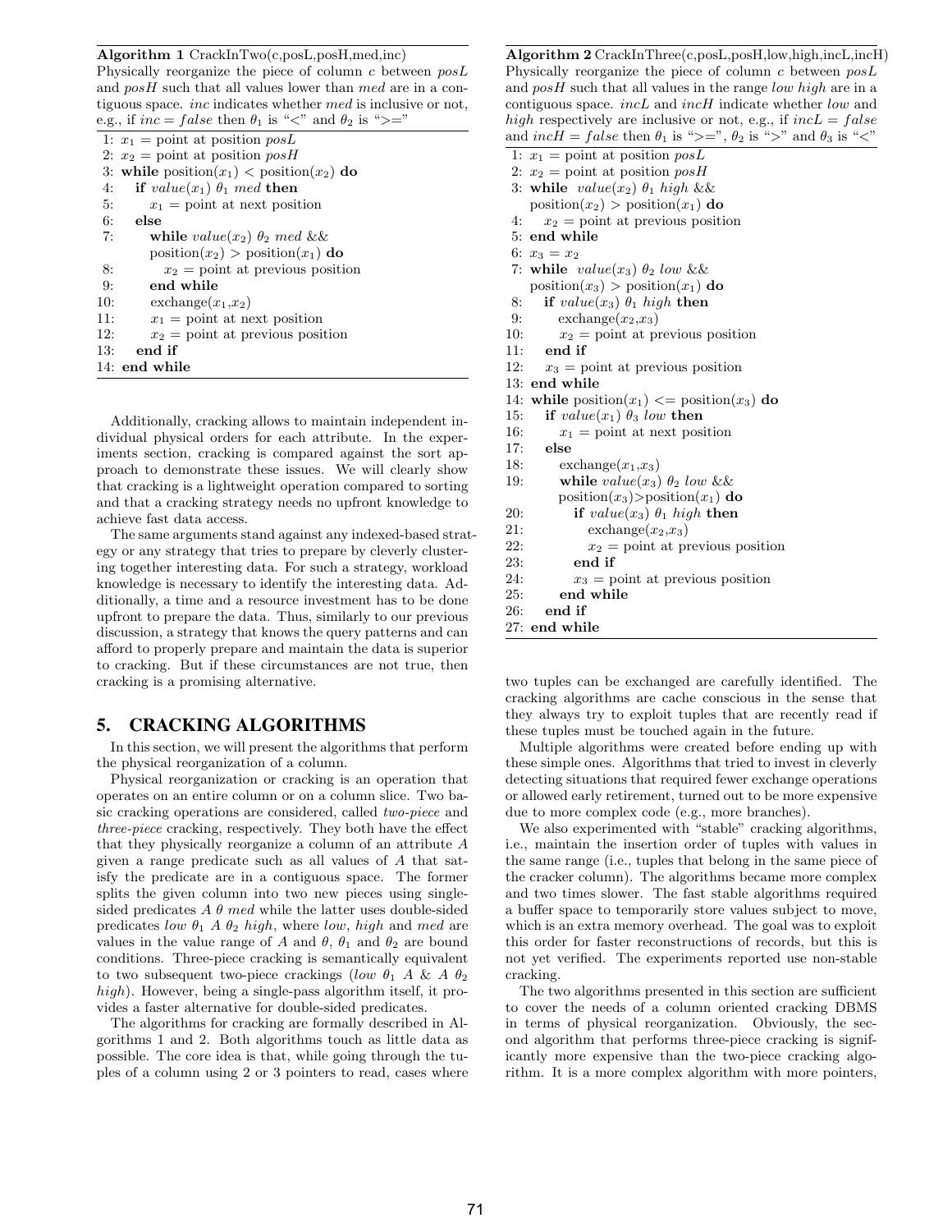**Algorithm 1** CrackInTwo(c,posL,posH,med,inc)
Physically reorganize the piece of column *c* between *posL* and *posH* such that all values lower than *med* are in a contiguous space. *inc* indicates whether *med* is inclusive or not, e.g., if $inc = false$ then $\theta_1$ is "<" and $\theta_2$ is ">="

```
1:  x1 = point at position posL
2:  x2 = point at position posH
3:  while position(x1) < position(x2) do
4:    if value(x1) θ1 med then
5:      x1 = point at next position
6:    else
7:      while value(x2) θ2 med &&
        position(x2) > position(x1) do
8:        x2 = point at previous position
9:      end while
10:     exchange(x1,x2)
11:     x1 = point at next position
12:     x2 = point at previous position
13:   end if
14: end while
```

Additionally, cracking allows to maintain independent individual physical orders for each attribute. In the experiments section, cracking is compared against the sort approach to demonstrate these issues. We will clearly show that cracking is a lightweight operation compared to sorting and that a cracking strategy needs no upfront knowledge to achieve fast data access.

The same arguments stand against any indexed-based strategy or any strategy that tries to prepare by cleverly clustering together interesting data. For such a strategy, workload knowledge is necessary to identify the interesting data. Additionally, a time and a resource investment has to be done upfront to prepare the data. Thus, similarly to our previous discussion, a strategy that knows the query patterns and can afford to properly prepare and maintain the data is superior to cracking. But if these circumstances are not true, then cracking is a promising alternative.

## 5. CRACKING ALGORITHMS

In this section, we will present the algorithms that perform the physical reorganization of a column.

Physical reorganization or cracking is an operation that operates on an entire column or on a column slice. Two basic cracking operations are considered, called *two-piece* and *three-piece* cracking, respectively. They both have the effect that they physically reorganize a column of an attribute $A$ given a range predicate such as all values of $A$ that satisfy the predicate are in a contiguous space. The former splits the given column into two new pieces using single-sided predicates $A\ \theta\ med$ while the latter uses double-sided predicates $low\ \theta_1\ A\ \theta_2\ high$, where $low$, $high$ and $med$ are values in the value range of $A$ and $\theta$, $\theta_1$ and $\theta_2$ are bound conditions. Three-piece cracking is semantically equivalent to two subsequent two-piece crackings ($low\ \theta_1\ A$ & $A\ \theta_2\ high$). However, being a single-pass algorithm itself, it provides a faster alternative for double-sided predicates.

The algorithms for cracking are formally described in Algorithms 1 and 2. Both algorithms touch as little data as possible. The core idea is that, while going through the tuples of a column using 2 or 3 pointers to read, cases where two tuples can be exchanged are carefully identified. The cracking algorithms are cache conscious in the sense that they always try to exploit tuples that are recently read if these tuples must be touched again in the future.

**Algorithm 2** CrackInThree(c,posL,posH,low,high,incL,incH)
Physically reorganize the piece of column *c* between *posL* and *posH* such that all values in the range *low high* are in a contiguous space. *incL* and *incH* indicate whether *low* and *high* respectively are inclusive or not, e.g., if $incL = false$ and $incH = false$ then $\theta_1$ is ">=", $\theta_2$ is ">" and $\theta_3$ is "<"

```
1:  x1 = point at position posL
2:  x2 = point at position posH
3:  while value(x2) θ1 high &&
    position(x2) > position(x1) do
4:    x2 = point at previous position
5:  end while
6:  x3 = x2
7:  while value(x3) θ2 low &&
    position(x3) > position(x1) do
8:    if value(x3) θ1 high then
9:      exchange(x2,x3)
10:     x2 = point at previous position
11:   end if
12:   x3 = point at previous position
13: end while
14: while position(x1) <= position(x3) do
15:   if value(x1) θ3 low then
16:     x1 = point at next position
17:   else
18:     exchange(x1,x3)
19:     while value(x3) θ2 low &&
        position(x3)>position(x1) do
20:       if value(x3) θ1 high then
21:         exchange(x2,x3)
22:         x2 = point at previous position
23:       end if
24:       x3 = point at previous position
25:     end while
26:   end if
27: end while
```

Multiple algorithms were created before ending up with these simple ones. Algorithms that tried to invest in cleverly detecting situations that required fewer exchange operations or allowed early retirement, turned out to be more expensive due to more complex code (e.g., more branches).

We also experimented with "stable" cracking algorithms, i.e., maintain the insertion order of tuples with values in the same range (i.e., tuples that belong in the same piece of the cracker column). The algorithms became more complex and two times slower. The fast stable algorithms required a buffer space to temporarily store values subject to move, which is an extra memory overhead. The goal was to exploit this order for faster reconstructions of records, but this is not yet verified. The experiments reported use non-stable cracking.

The two algorithms presented in this section are sufficient to cover the needs of a column oriented cracking DBMS in terms of physical reorganization. Obviously, the second algorithm that performs three-piece cracking is significantly more expensive than the two-piece cracking algorithm. It is a more complex algorithm with more pointers,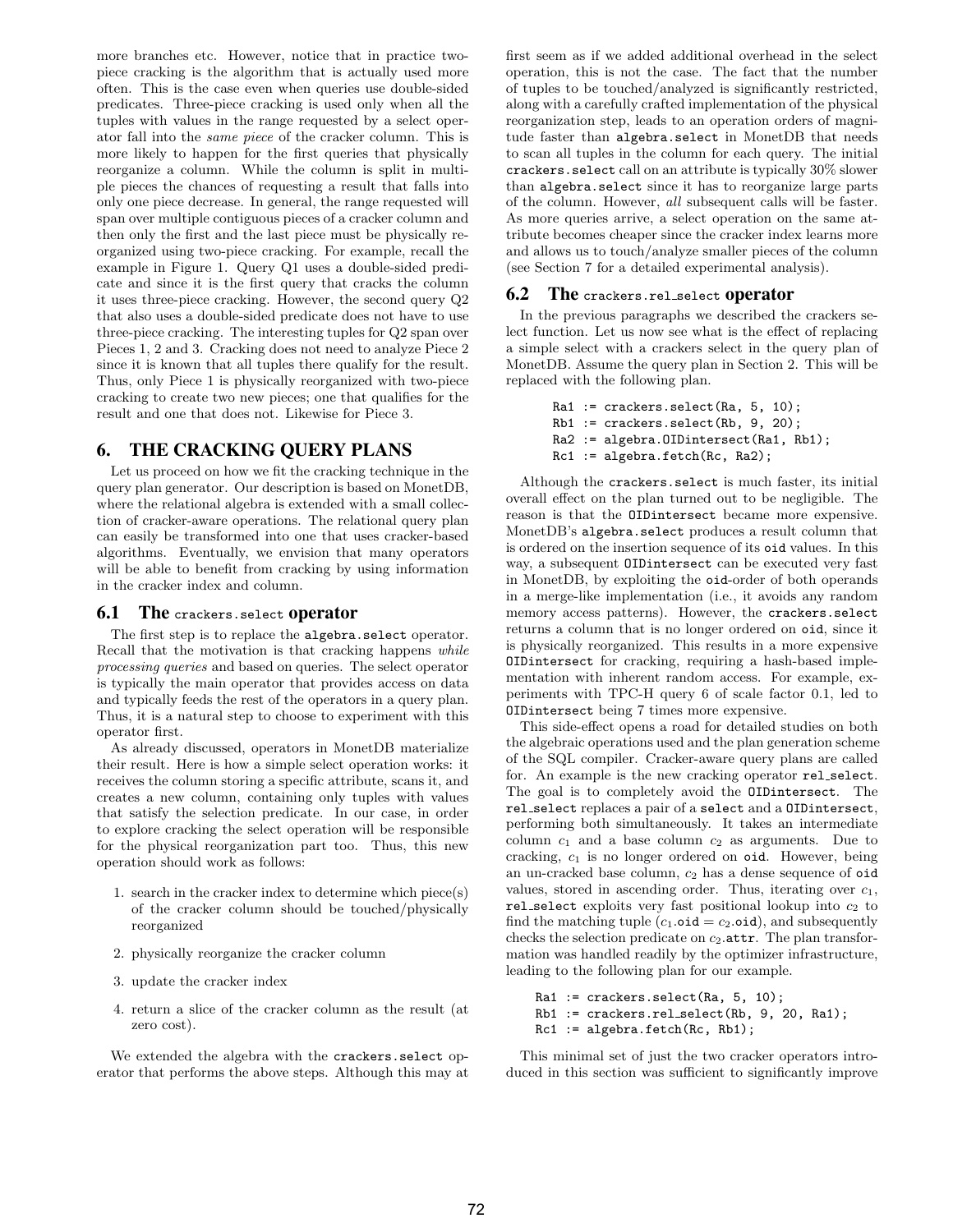more branches etc. However, notice that in practice two-piece cracking is the algorithm that is actually used more often. This is the case even when queries use double-sided predicates. Three-piece cracking is used only when all the tuples with values in the range requested by a select operator fall into the *same piece* of the cracker column. This is more likely to happen for the first queries that physically reorganize a column. While the column is split in multiple pieces the chances of requesting a result that falls into only one piece decrease. In general, the range requested will span over multiple contiguous pieces of a cracker column and then only the first and the last piece must be physically reorganized using two-piece cracking. For example, recall the example in Figure 1. Query Q1 uses a double-sided predicate and since it is the first query that cracks the column it uses three-piece cracking. However, the second query Q2 that also uses a double-sided predicate does not have to use three-piece cracking. The interesting tuples for Q2 span over Pieces 1, 2 and 3. Cracking does not need to analyze Piece 2 since it is known that all tuples there qualify for the result. Thus, only Piece 1 is physically reorganized with two-piece cracking to create two new pieces; one that qualifies for the result and one that does not. Likewise for Piece 3.

## 6. THE CRACKING QUERY PLANS

Let us proceed on how we fit the cracking technique in the query plan generator. Our description is based on MonetDB, where the relational algebra is extended with a small collection of cracker-aware operations. The relational query plan can easily be transformed into one that uses cracker-based algorithms. Eventually, we envision that many operators will be able to benefit from cracking by using information in the cracker index and column.

### 6.1 The `crackers.select` operator

The first step is to replace the `algebra.select` operator. Recall that the motivation is that cracking happens *while processing queries* and based on queries. The select operator is typically the main operator that provides access on data and typically feeds the rest of the operators in a query plan. Thus, it is a natural step to choose to experiment with this operator first.

As already discussed, operators in MonetDB materialize their result. Here is how a simple select operation works: it receives the column storing a specific attribute, scans it, and creates a new column, containing only tuples with values that satisfy the selection predicate. In our case, in order to explore cracking the select operation will be responsible for the physical reorganization part too. Thus, this new operation should work as follows:

1. search in the cracker index to determine which piece(s) of the cracker column should be touched/physically reorganized
2. physically reorganize the cracker column
3. update the cracker index
4. return a slice of the cracker column as the result (at zero cost).

We extended the algebra with the `crackers.select` operator that performs the above steps. Although this may at first seem as if we added additional overhead in the select operation, this is not the case. The fact that the number of tuples to be touched/analyzed is significantly restricted, along with a carefully crafted implementation of the physical reorganization step, leads to an operation orders of magnitude faster than `algebra.select` in MonetDB that needs to scan all tuples in the column for each query. The initial `crackers.select` call on an attribute is typically 30% slower than `algebra.select` since it has to reorganize large parts of the column. However, *all* subsequent calls will be faster. As more queries arrive, a select operation on the same attribute becomes cheaper since the cracker index learns more and allows us to touch/analyze smaller pieces of the column (see Section 7 for a detailed experimental analysis).

### 6.2 The `crackers.rel_select` operator

In the previous paragraphs we described the crackers select function. Let us now see what is the effect of replacing a simple select with a crackers select in the query plan of MonetDB. Assume the query plan in Section 2. This will be replaced with the following plan.

```
Ra1 := crackers.select(Ra, 5, 10);
Rb1 := crackers.select(Rb, 9, 20);
Ra2 := algebra.OIDintersect(Ra1, Rb1);
Rc1 := algebra.fetch(Rc, Ra2);
```

Although the `crackers.select` is much faster, its initial overall effect on the plan turned out to be negligible. The reason is that the `OIDintersect` became more expensive. MonetDB's `algebra.select` produces a result column that is ordered on the insertion sequence of its `oid` values. In this way, a subsequent `OIDintersect` can be executed very fast in MonetDB, by exploiting the `oid`-order of both operands in a merge-like implementation (i.e., it avoids any random memory access patterns). However, the `crackers.select` returns a column that is no longer ordered on `oid`, since it is physically reorganized. This results in a more expensive `OIDintersect` for cracking, requiring a hash-based implementation with inherent random access. For example, experiments with TPC-H query 6 of scale factor 0.1, led to `OIDintersect` being 7 times more expensive.

This side-effect opens a road for detailed studies on both the algebraic operations used and the plan generation scheme of the SQL compiler. Cracker-aware query plans are called for. An example is the new cracking operator rel_select. The goal is to completely avoid the `OIDintersect`. The rel_select replaces a pair of a `select` and a `OIDintersect`, performing both simultaneously. It takes an intermediate column $c_1$ and a base column $c_2$ as arguments. Due to cracking, $c_1$ is no longer ordered on `oid`. However, being an un-cracked base column, $c_2$ has a dense sequence of `oid` values, stored in ascending order. Thus, iterating over $c_1$, rel_select exploits very fast positional lookup into $c_2$ to find the matching tuple ($c_1$.`oid` = $c_2$.`oid`), and subsequently checks the selection predicate on $c_2$.`attr`. The plan transformation was handled readily by the optimizer infrastructure, leading to the following plan for our example.

```
Ra1 := crackers.select(Ra, 5, 10);
Rb1 := crackers.rel_select(Rb, 9, 20, Ra1);
Rc1 := algebra.fetch(Rc, Rb1);
```

This minimal set of just the two cracker operators introduced in this section was sufficient to significantly improve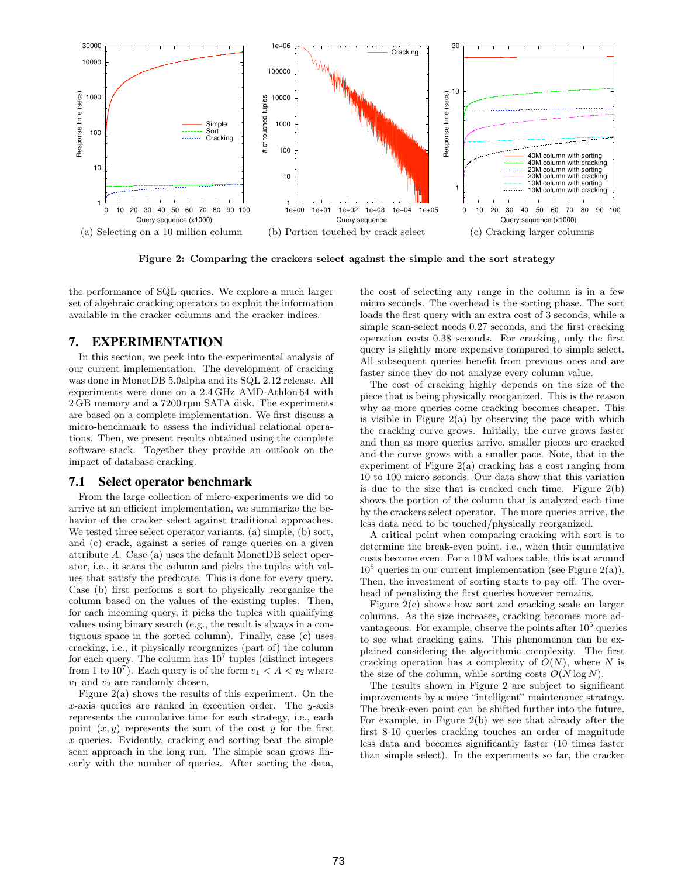(a) Selecting on a 10 million column

(b) Portion touched by crack select

(c) Cracking larger columns

**Figure 2: Comparing the crackers select against the simple and the sort strategy**

the performance of SQL queries. We explore a much larger set of algebraic cracking operators to exploit the information available in the cracker columns and the cracker indices.

## 7. EXPERIMENTATION

In this section, we peek into the experimental analysis of our current implementation. The development of cracking was done in MonetDB 5.0alpha and its SQL 2.12 release. All experiments were done on a 2.4 GHz AMD-Athlon 64 with 2 GB memory and a 7200 rpm SATA disk. The experiments are based on a complete implementation. We first discuss a micro-benchmark to assess the individual relational operations. Then, we present results obtained using the complete software stack. Together they provide an outlook on the impact of database cracking.

### 7.1 Select operator benchmark

From the large collection of micro-experiments we did to arrive at an efficient implementation, we summarize the behavior of the cracker select against traditional approaches. We tested three select operator variants, (a) simple, (b) sort, and (c) crack, against a series of range queries on a given attribute $A$. Case (a) uses the default MonetDB select operator, i.e., it scans the column and picks the tuples with values that satisfy the predicate. This is done for every query. Case (b) first performs a sort to physically reorganize the column based on the values of the existing tuples. Then, for each incoming query, it picks the tuples with qualifying values using binary search (e.g., the result is always in a contiguous space in the sorted column). Finally, case (c) uses cracking, i.e., it physically reorganizes (part of) the column for each query. The column has $10^7$ tuples (distinct integers from 1 to $10^7$). Each query is of the form $v_1 < A < v_2$ where $v_1$ and $v_2$ are randomly chosen.

Figure 2(a) shows the results of this experiment. On the $x$-axis queries are ranked in execution order. The $y$-axis represents the cumulative time for each strategy, i.e., each point $(x, y)$ represents the sum of the cost $y$ for the first $x$ queries. Evidently, cracking and sorting beat the simple scan approach in the long run. The simple scan grows linearly with the number of queries. After sorting the data, the cost of selecting any range in the column is in a few micro seconds. The overhead is the sorting phase. The sort loads the first query with an extra cost of 3 seconds, while a simple scan-select needs 0.27 seconds, and the first cracking operation costs 0.38 seconds. For cracking, only the first query is slightly more expensive compared to simple select. All subsequent queries benefit from previous ones and are faster since they do not analyze every column value.

The cost of cracking highly depends on the size of the piece that is being physically reorganized. This is the reason why as more queries come cracking becomes cheaper. This is visible in Figure 2(a) by observing the pace with which the cracking curve grows. Initially, the curve grows faster and then as more queries arrive, smaller pieces are cracked and the curve grows with a smaller pace. Note, that in the experiment of Figure 2(a) cracking has a cost ranging from 10 to 100 micro seconds. Our data show that this variation is due to the size that is cracked each time. Figure 2(b) shows the portion of the column that is analyzed each time by the crackers select operator. The more queries arrive, the less data need to be touched/physically reorganized.

A critical point when comparing cracking with sort is to determine the break-even point, i.e., when their cumulative costs become even. For a 10 M values table, this is at around $10^5$ queries in our current implementation (see Figure 2(a)). Then, the investment of sorting starts to pay off. The overhead of penalizing the first queries however remains.

Figure 2(c) shows how sort and cracking scale on larger columns. As the size increases, cracking becomes more advantageous. For example, observe the points after $10^5$ queries to see what cracking gains. This phenomenon can be explained considering the algorithmic complexity. The first cracking operation has a complexity of $O(N)$, where $N$ is the size of the column, while sorting costs $O(N \log N)$.

The results shown in Figure 2 are subject to significant improvements by a more "intelligent" maintenance strategy. The break-even point can be shifted further into the future. For example, in Figure 2(b) we see that already after the first 8-10 queries cracking touches an order of magnitude less data and becomes significantly faster (10 times faster than simple select). In the experiments so far, the cracker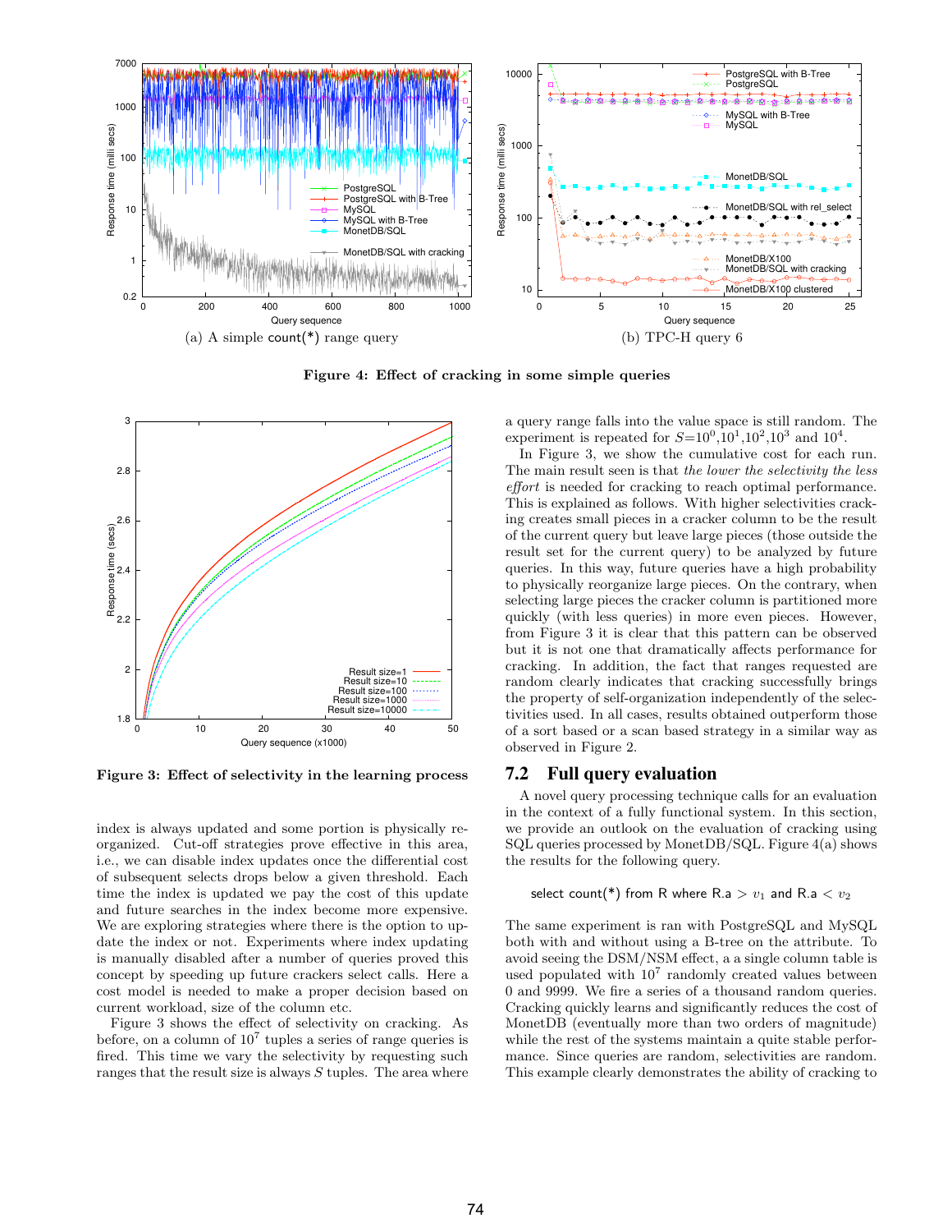(a) A simple count(*) range query

(b) TPC-H query 6

**Figure 4: Effect of cracking in some simple queries**

**Figure 3: Effect of selectivity in the learning process**

index is always updated and some portion is physically reorganized. Cut-off strategies prove effective in this area, i.e., we can disable index updates once the differential cost of subsequent selects drops below a given threshold. Each time the index is updated we pay the cost of this update and future searches in the index become more expensive. We are exploring strategies where there is the option to update the index or not. Experiments where index updating is manually disabled after a number of queries proved this concept by speeding up future crackers select calls. Here a cost model is needed to make a proper decision based on current workload, size of the column etc.

Figure 3 shows the effect of selectivity on cracking. As before, on a column of $10^7$ tuples a series of range queries is fired. This time we vary the selectivity by requesting such ranges that the result size is always $S$ tuples. The area where a query range falls into the value space is still random. The experiment is repeated for $S$=$10^0$,$10^1$,$10^2$,$10^3$ and $10^4$.

In Figure 3, we show the cumulative cost for each run. The main result seen is that *the lower the selectivity the less effort* is needed for cracking to reach optimal performance. This is explained as follows. With higher selectivities cracking creates small pieces in a cracker column to be the result of the current query but leave large pieces (those outside the result set for the current query) to be analyzed by future queries. In this way, future queries have a high probability to physically reorganize large pieces. On the contrary, when selecting large pieces the cracker column is partitioned more quickly (with less queries) in more even pieces. However, from Figure 3 it is clear that this pattern can be observed but it is not one that dramatically affects performance for cracking. In addition, the fact that ranges requested are random clearly indicates that cracking successfully brings the property of self-organization independently of the selectivities used. In all cases, results obtained outperform those of a sort based or a scan based strategy in a similar way as observed in Figure 2.

## 7.2 Full query evaluation

A novel query processing technique calls for an evaluation in the context of a fully functional system. In this section, we provide an outlook on the evaluation of cracking using SQL queries processed by MonetDB/SQL. Figure 4(a) shows the results for the following query.

select count(*) from R where R.a > $v_1$ and R.a < $v_2$

The same experiment is ran with PostgreSQL and MySQL both with and without using a B-tree on the attribute. To avoid seeing the DSM/NSM effect, a a single column table is used populated with $10^7$ randomly created values between 0 and 9999. We fire a series of a thousand random queries. Cracking quickly learns and significantly reduces the cost of MonetDB (eventually more than two orders of magnitude) while the rest of the systems maintain a quite stable performance. Since queries are random, selectivities are random. This example clearly demonstrates the ability of cracking to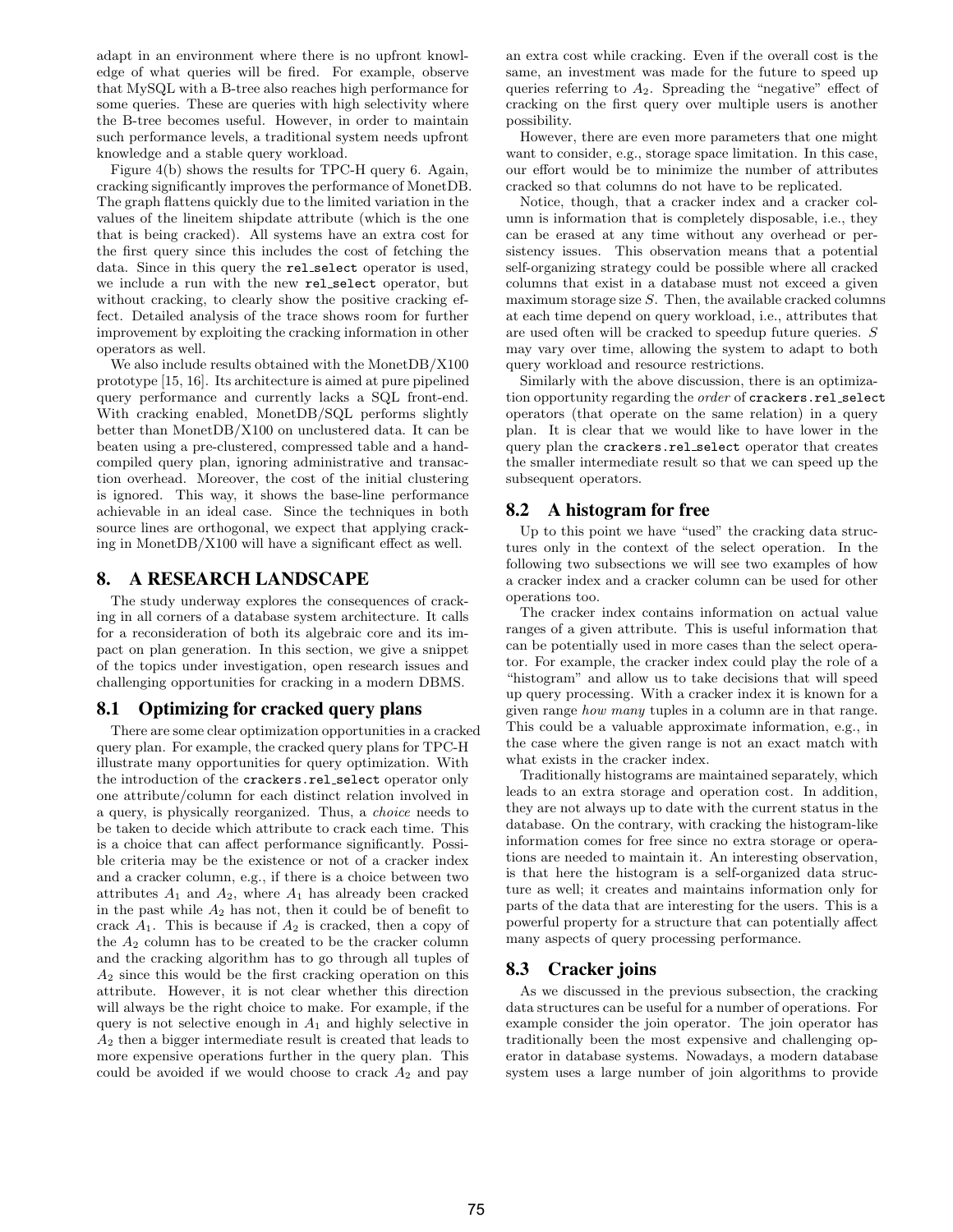adapt in an environment where there is no upfront knowledge of what queries will be fired. For example, observe that MySQL with a B-tree also reaches high performance for some queries. These are queries with high selectivity where the B-tree becomes useful. However, in order to maintain such performance levels, a traditional system needs upfront knowledge and a stable query workload.

Figure 4(b) shows the results for TPC-H query 6. Again, cracking significantly improves the performance of MonetDB. The graph flattens quickly due to the limited variation in the values of the lineitem shipdate attribute (which is the one that is being cracked). All systems have an extra cost for the first query since this includes the cost of fetching the data. Since in this query the `rel_select` operator is used, we include a run with the new `rel_select` operator, but without cracking, to clearly show the positive cracking effect. Detailed analysis of the trace shows room for further improvement by exploiting the cracking information in other operators as well.

We also include results obtained with the MonetDB/X100 prototype [15, 16]. Its architecture is aimed at pure pipelined query performance and currently lacks a SQL front-end. With cracking enabled, MonetDB/SQL performs slightly better than MonetDB/X100 on unclustered data. It can be beaten using a pre-clustered, compressed table and a hand-compiled query plan, ignoring administrative and transaction overhead. Moreover, the cost of the initial clustering is ignored. This way, it shows the base-line performance achievable in an ideal case. Since the techniques in both source lines are orthogonal, we expect that applying cracking in MonetDB/X100 will have a significant effect as well.

# 8. A RESEARCH LANDSCAPE

The study underway explores the consequences of cracking in all corners of a database system architecture. It calls for a reconsideration of both its algebraic core and its impact on plan generation. In this section, we give a snippet of the topics under investigation, open research issues and challenging opportunities for cracking in a modern DBMS.

## 8.1 Optimizing for cracked query plans

There are some clear optimization opportunities in a cracked query plan. For example, the cracked query plans for TPC-H illustrate many opportunities for query optimization. With the introduction of the `crackers.rel_select` operator only one attribute/column for each distinct relation involved in a query, is physically reorganized. Thus, a *choice* needs to be taken to decide which attribute to crack each time. This is a choice that can affect performance significantly. Possible criteria may be the existence or not of a cracker index and a cracker column, e.g., if there is a choice between two attributes $A_1$ and $A_2$, where $A_1$ has already been cracked in the past while $A_2$ has not, then it could be of benefit to crack $A_1$. This is because if $A_2$ is cracked, then a copy of the $A_2$ column has to be created to be the cracker column and the cracking algorithm has to go through all tuples of $A_2$ since this would be the first cracking operation on this attribute. However, it is not clear whether this direction will always be the right choice to make. For example, if the query is not selective enough in $A_1$ and highly selective in $A_2$ then a bigger intermediate result is created that leads to more expensive operations further in the query plan. This could be avoided if we would choose to crack $A_2$ and pay an extra cost while cracking. Even if the overall cost is the same, an investment was made for the future to speed up queries referring to $A_2$. Spreading the "negative" effect of cracking on the first query over multiple users is another possibility.

However, there are even more parameters that one might want to consider, e.g., storage space limitation. In this case, our effort would be to minimize the number of attributes cracked so that columns do not have to be replicated.

Notice, though, that a cracker index and a cracker column is information that is completely disposable, i.e., they can be erased at any time without any overhead or persistency issues. This observation means that a potential self-organizing strategy could be possible where all cracked columns that exist in a database must not exceed a given maximum storage size $S$. Then, the available cracked columns at each time depend on query workload, i.e., attributes that are used often will be cracked to speedup future queries. $S$ may vary over time, allowing the system to adapt to both query workload and resource restrictions.

Similarly with the above discussion, there is an optimization opportunity regarding the *order* of `crackers.rel_select` operators (that operate on the same relation) in a query plan. It is clear that we would like to have lower in the query plan the `crackers.rel_select` operator that creates the smaller intermediate result so that we can speed up the subsequent operators.

## 8.2 A histogram for free

Up to this point we have "used" the cracking data structures only in the context of the select operation. In the following two subsections we will see two examples of how a cracker index and a cracker column can be used for other operations too.

The cracker index contains information on actual value ranges of a given attribute. This is useful information that can be potentially used in more cases than the select operator. For example, the cracker index could play the role of a "histogram" and allow us to take decisions that will speed up query processing. With a cracker index it is known for a given range *how many* tuples in a column are in that range. This could be a valuable approximate information, e.g., in the case where the given range is not an exact match with what exists in the cracker index.

Traditionally histograms are maintained separately, which leads to an extra storage and operation cost. In addition, they are not always up to date with the current status in the database. On the contrary, with cracking the histogram-like information comes for free since no extra storage or operations are needed to maintain it. An interesting observation, is that here the histogram is a self-organized data structure as well; it creates and maintains information only for parts of the data that are interesting for the users. This is a powerful property for a structure that can potentially affect many aspects of query processing performance.

## 8.3 Cracker joins

As we discussed in the previous subsection, the cracking data structures can be useful for a number of operations. For example consider the join operator. The join operator has traditionally been the most expensive and challenging operator in database systems. Nowadays, a modern database system uses a large number of join algorithms to provide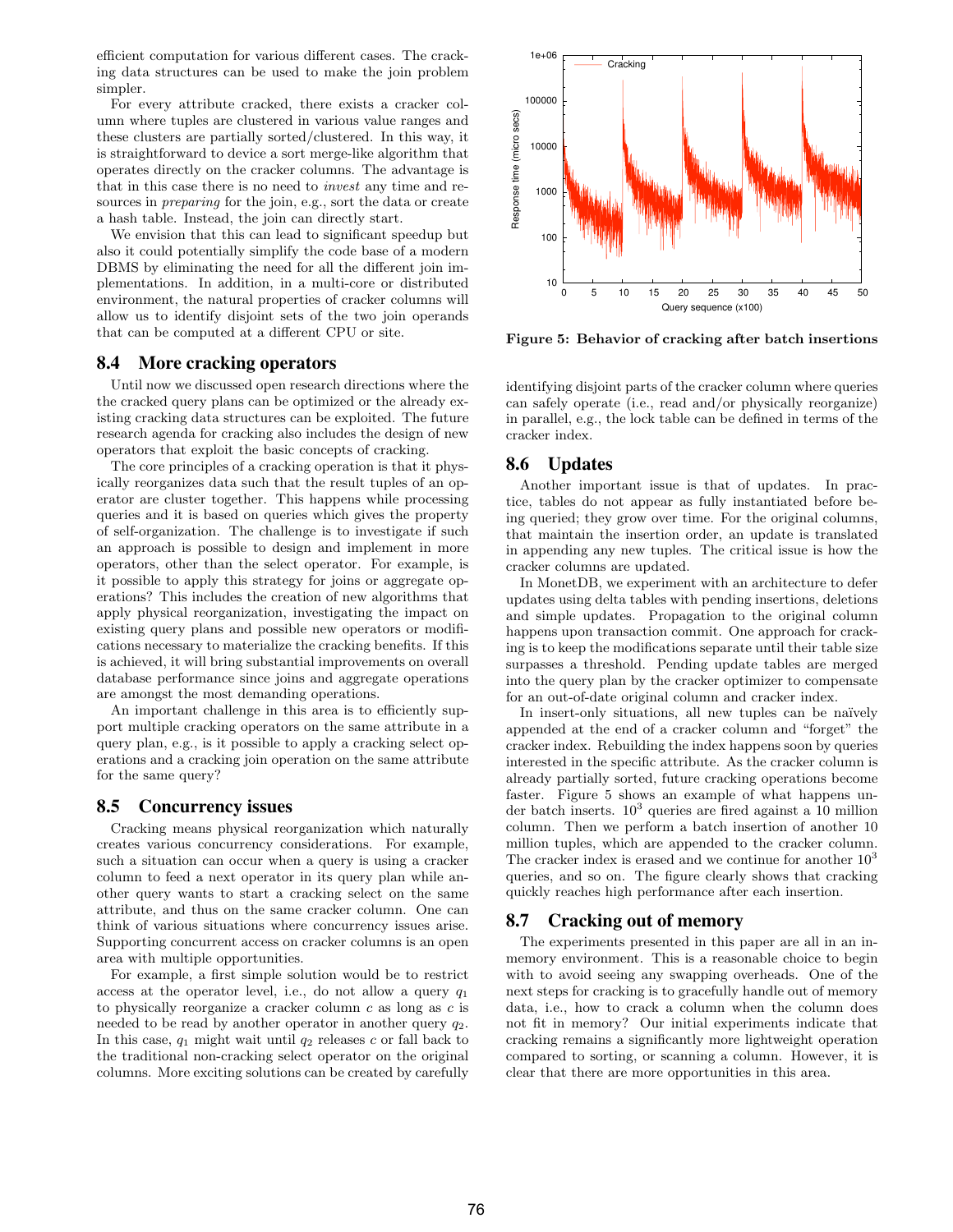efficient computation for various different cases. The cracking data structures can be used to make the join problem simpler.

For every attribute cracked, there exists a cracker column where tuples are clustered in various value ranges and these clusters are partially sorted/clustered. In this way, it is straightforward to device a sort merge-like algorithm that operates directly on the cracker columns. The advantage is that in this case there is no need to *invest* any time and resources in *preparing* for the join, e.g., sort the data or create a hash table. Instead, the join can directly start.

We envision that this can lead to significant speedup but also it could potentially simplify the code base of a modern DBMS by eliminating the need for all the different join implementations. In addition, in a multi-core or distributed environment, the natural properties of cracker columns will allow us to identify disjoint sets of the two join operands that can be computed at a different CPU or site.

## 8.4 More cracking operators

Until now we discussed open research directions where the the cracked query plans can be optimized or the already existing cracking data structures can be exploited. The future research agenda for cracking also includes the design of new operators that exploit the basic concepts of cracking.

The core principles of a cracking operation is that it physically reorganizes data such that the result tuples of an operator are cluster together. This happens while processing queries and it is based on queries which gives the property of self-organization. The challenge is to investigate if such an approach is possible to design and implement in more operators, other than the select operator. For example, is it possible to apply this strategy for joins or aggregate operations? This includes the creation of new algorithms that apply physical reorganization, investigating the impact on existing query plans and possible new operators or modifications necessary to materialize the cracking benefits. If this is achieved, it will bring substantial improvements on overall database performance since joins and aggregate operations are amongst the most demanding operations.

An important challenge in this area is to efficiently support multiple cracking operators on the same attribute in a query plan, e.g., is it possible to apply a cracking select operations and a cracking join operation on the same attribute for the same query?

## 8.5 Concurrency issues

Cracking means physical reorganization which naturally creates various concurrency considerations. For example, such a situation can occur when a query is using a cracker column to feed a next operator in its query plan while another query wants to start a cracking select on the same attribute, and thus on the same cracker column. One can think of various situations where concurrency issues arise. Supporting concurrent access on cracker columns is an open area with multiple opportunities.

For example, a first simple solution would be to restrict access at the operator level, i.e., do not allow a query $q_1$ to physically reorganize a cracker column $c$ as long as $c$ is needed to be read by another operator in another query $q_2$. In this case, $q_1$ might wait until $q_2$ releases $c$ or fall back to the traditional non-cracking select operator on the original columns. More exciting solutions can be created by carefully identifying disjoint parts of the cracker column where queries can safely operate (i.e., read and/or physically reorganize) in parallel, e.g., the lock table can be defined in terms of the cracker index.

**Figure 5: Behavior of cracking after batch insertions**

## 8.6 Updates

Another important issue is that of updates. In practice, tables do not appear as fully instantiated before being queried; they grow over time. For the original columns, that maintain the insertion order, an update is translated in appending any new tuples. The critical issue is how the cracker columns are updated.

In MonetDB, we experiment with an architecture to defer updates using delta tables with pending insertions, deletions and simple updates. Propagation to the original column happens upon transaction commit. One approach for cracking is to keep the modifications separate until their table size surpasses a threshold. Pending update tables are merged into the query plan by the cracker optimizer to compensate for an out-of-date original column and cracker index.

In insert-only situations, all new tuples can be naïvely appended at the end of a cracker column and "forget" the cracker index. Rebuilding the index happens soon by queries interested in the specific attribute. As the cracker column is already partially sorted, future cracking operations become faster. Figure 5 shows an example of what happens under batch inserts. $10^3$ queries are fired against a 10 million column. Then we perform a batch insertion of another 10 million tuples, which are appended to the cracker column. The cracker index is erased and we continue for another $10^3$ queries, and so on. The figure clearly shows that cracking quickly reaches high performance after each insertion.

## 8.7 Cracking out of memory

The experiments presented in this paper are all in an in-memory environment. This is a reasonable choice to begin with to avoid seeing any swapping overheads. One of the next steps for cracking is to gracefully handle out of memory data, i.e., how to crack a column when the column does not fit in memory? Our initial experiments indicate that cracking remains a significantly more lightweight operation compared to sorting, or scanning a column. However, it is clear that there are more opportunities in this area.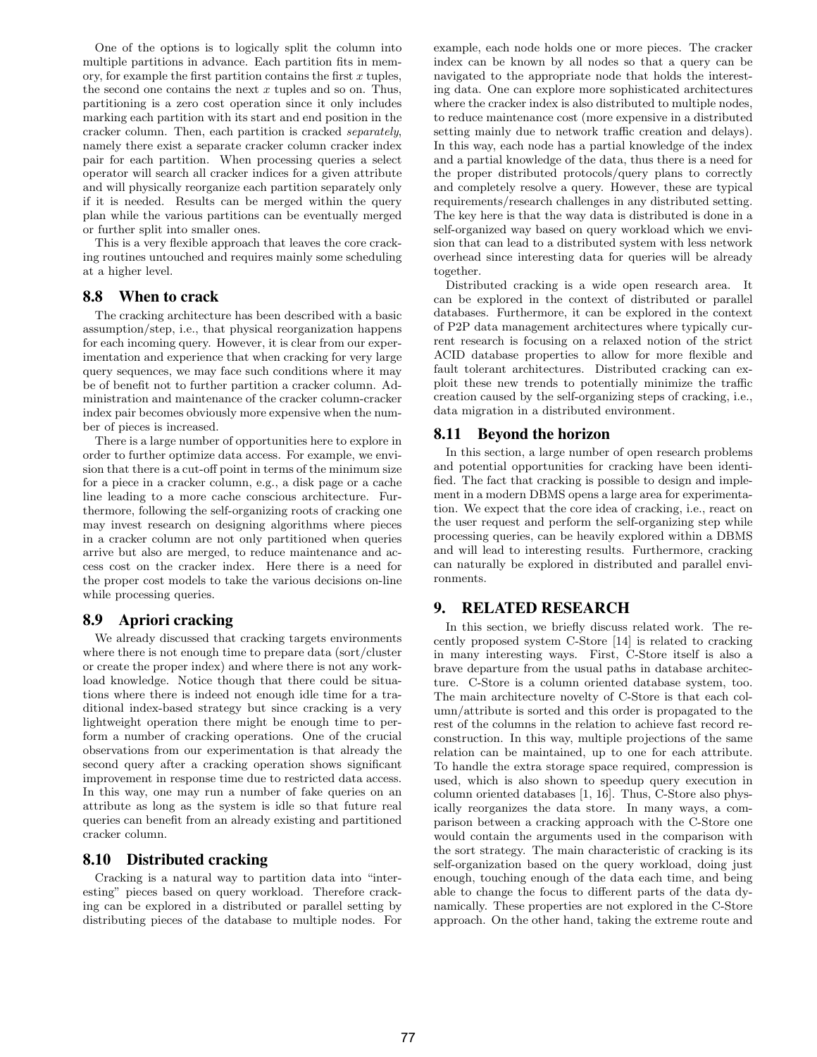One of the options is to logically split the column into multiple partitions in advance. Each partition fits in memory, for example the first partition contains the first $x$ tuples, the second one contains the next $x$ tuples and so on. Thus, partitioning is a zero cost operation since it only includes marking each partition with its start and end position in the cracker column. Then, each partition is cracked *separately*, namely there exist a separate cracker column cracker index pair for each partition. When processing queries a select operator will search all cracker indices for a given attribute and will physically reorganize each partition separately only if it is needed. Results can be merged within the query plan while the various partitions can be eventually merged or further split into smaller ones.

This is a very flexible approach that leaves the core cracking routines untouched and requires mainly some scheduling at a higher level.

### 8.8 When to crack

The cracking architecture has been described with a basic assumption/step, i.e., that physical reorganization happens for each incoming query. However, it is clear from our experimentation and experience that when cracking for very large query sequences, we may face such conditions where it may be of benefit not to further partition a cracker column. Administration and maintenance of the cracker column-cracker index pair becomes obviously more expensive when the number of pieces is increased.

There is a large number of opportunities here to explore in order to further optimize data access. For example, we envision that there is a cut-off point in terms of the minimum size for a piece in a cracker column, e.g., a disk page or a cache line leading to a more cache conscious architecture. Furthermore, following the self-organizing roots of cracking one may invest research on designing algorithms where pieces in a cracker column are not only partitioned when queries arrive but also are merged, to reduce maintenance and access cost on the cracker index. Here there is a need for the proper cost models to take the various decisions on-line while processing queries.

### 8.9 Apriori cracking

We already discussed that cracking targets environments where there is not enough time to prepare data (sort/cluster or create the proper index) and where there is not any workload knowledge. Notice though that there could be situations where there is indeed not enough idle time for a traditional index-based strategy but since cracking is a very lightweight operation there might be enough time to perform a number of cracking operations. One of the crucial observations from our experimentation is that already the second query after a cracking operation shows significant improvement in response time due to restricted data access. In this way, one may run a number of fake queries on an attribute as long as the system is idle so that future real queries can benefit from an already existing and partitioned cracker column.

### 8.10 Distributed cracking

Cracking is a natural way to partition data into "interesting" pieces based on query workload. Therefore cracking can be explored in a distributed or parallel setting by distributing pieces of the database to multiple nodes. For example, each node holds one or more pieces. The cracker index can be known by all nodes so that a query can be navigated to the appropriate node that holds the interesting data. One can explore more sophisticated architectures where the cracker index is also distributed to multiple nodes, to reduce maintenance cost (more expensive in a distributed setting mainly due to network traffic creation and delays). In this way, each node has a partial knowledge of the index and a partial knowledge of the data, thus there is a need for the proper distributed protocols/query plans to correctly and completely resolve a query. However, these are typical requirements/research challenges in any distributed setting. The key here is that the way data is distributed is done in a self-organized way based on query workload which we envision that can lead to a distributed system with less network overhead since interesting data for queries will be already together.

Distributed cracking is a wide open research area. It can be explored in the context of distributed or parallel databases. Furthermore, it can be explored in the context of P2P data management architectures where typically current research is focusing on a relaxed notion of the strict ACID database properties to allow for more flexible and fault tolerant architectures. Distributed cracking can exploit these new trends to potentially minimize the traffic creation caused by the self-organizing steps of cracking, i.e., data migration in a distributed environment.

### 8.11 Beyond the horizon

In this section, a large number of open research problems and potential opportunities for cracking have been identified. The fact that cracking is possible to design and implement in a modern DBMS opens a large area for experimentation. We expect that the core idea of cracking, i.e., react on the user request and perform the self-organizing step while processing queries, can be heavily explored within a DBMS and will lead to interesting results. Furthermore, cracking can naturally be explored in distributed and parallel environments.

## 9. RELATED RESEARCH

In this section, we briefly discuss related work. The recently proposed system C-Store [14] is related to cracking in many interesting ways. First, C-Store itself is also a brave departure from the usual paths in database architecture. C-Store is a column oriented database system, too. The main architecture novelty of C-Store is that each column/attribute is sorted and this order is propagated to the rest of the columns in the relation to achieve fast record reconstruction. In this way, multiple projections of the same relation can be maintained, up to one for each attribute. To handle the extra storage space required, compression is used, which is also shown to speedup query execution in column oriented databases [1, 16]. Thus, C-Store also physically reorganizes the data store. In many ways, a comparison between a cracking approach with the C-Store one would contain the arguments used in the comparison with the sort strategy. The main characteristic of cracking is its self-organization based on the query workload, doing just enough, touching enough of the data each time, and being able to change the focus to different parts of the data dynamically. These properties are not explored in the C-Store approach. On the other hand, taking the extreme route and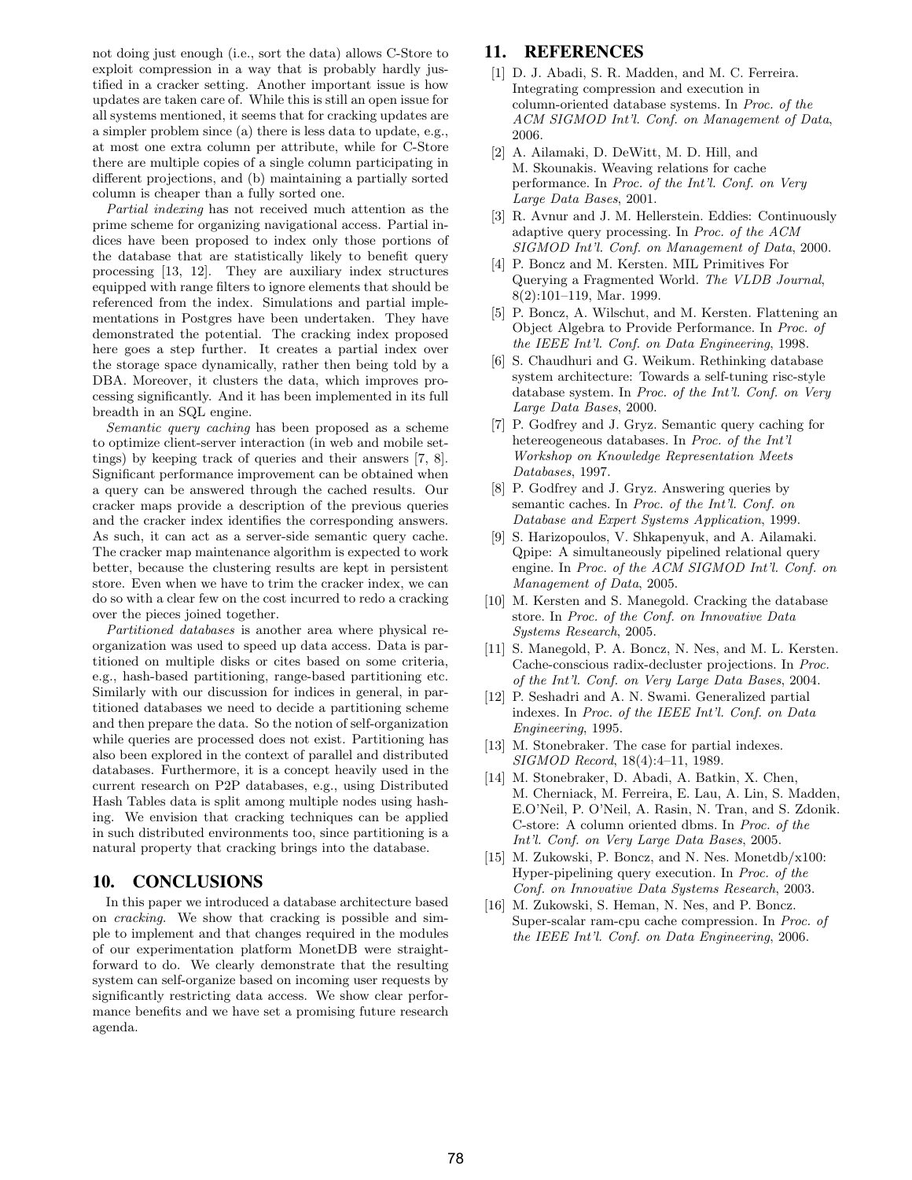not doing just enough (i.e., sort the data) allows C-Store to exploit compression in a way that is probably hardly justified in a cracker setting. Another important issue is how updates are taken care of. While this is still an open issue for all systems mentioned, it seems that for cracking updates are a simpler problem since (a) there is less data to update, e.g., at most one extra column per attribute, while for C-Store there are multiple copies of a single column participating in different projections, and (b) maintaining a partially sorted column is cheaper than a fully sorted one.

*Partial indexing* has not received much attention as the prime scheme for organizing navigational access. Partial indices have been proposed to index only those portions of the database that are statistically likely to benefit query processing [13, 12]. They are auxiliary index structures equipped with range filters to ignore elements that should be referenced from the index. Simulations and partial implementations in Postgres have been undertaken. They have demonstrated the potential. The cracking index proposed here goes a step further. It creates a partial index over the storage space dynamically, rather then being told by a DBA. Moreover, it clusters the data, which improves processing significantly. And it has been implemented in its full breadth in an SQL engine.

*Semantic query caching* has been proposed as a scheme to optimize client-server interaction (in web and mobile settings) by keeping track of queries and their answers [7, 8]. Significant performance improvement can be obtained when a query can be answered through the cached results. Our cracker maps provide a description of the previous queries and the cracker index identifies the corresponding answers. As such, it can act as a server-side semantic query cache. The cracker map maintenance algorithm is expected to work better, because the clustering results are kept in persistent store. Even when we have to trim the cracker index, we can do so with a clear few on the cost incurred to redo a cracking over the pieces joined together.

*Partitioned databases* is another area where physical reorganization was used to speed up data access. Data is partitioned on multiple disks or cites based on some criteria, e.g., hash-based partitioning, range-based partitioning etc. Similarly with our discussion for indices in general, in partitioned databases we need to decide a partitioning scheme and then prepare the data. So the notion of self-organization while queries are processed does not exist. Partitioning has also been explored in the context of parallel and distributed databases. Furthermore, it is a concept heavily used in the current research on P2P databases, e.g., using Distributed Hash Tables data is split among multiple nodes using hashing. We envision that cracking techniques can be applied in such distributed environments too, since partitioning is a natural property that cracking brings into the database.

## 10. CONCLUSIONS

In this paper we introduced a database architecture based on *cracking*. We show that cracking is possible and simple to implement and that changes required in the modules of our experimentation platform MonetDB were straightforward to do. We clearly demonstrate that the resulting system can self-organize based on incoming user requests by significantly restricting data access. We show clear performance benefits and we have set a promising future research agenda.

## 11. REFERENCES

[1] D. J. Abadi, S. R. Madden, and M. C. Ferreira. Integrating compression and execution in column-oriented database systems. In *Proc. of the ACM SIGMOD Int'l. Conf. on Management of Data*, 2006.

[2] A. Ailamaki, D. DeWitt, M. D. Hill, and M. Skounakis. Weaving relations for cache performance. In *Proc. of the Int'l. Conf. on Very Large Data Bases*, 2001.

[3] R. Avnur and J. M. Hellerstein. Eddies: Continuously adaptive query processing. In *Proc. of the ACM SIGMOD Int'l. Conf. on Management of Data*, 2000.

[4] P. Boncz and M. Kersten. MIL Primitives For Querying a Fragmented World. *The VLDB Journal*, 8(2):101–119, Mar. 1999.

[5] P. Boncz, A. Wilschut, and M. Kersten. Flattening an Object Algebra to Provide Performance. In *Proc. of the IEEE Int'l. Conf. on Data Engineering*, 1998.

[6] S. Chaudhuri and G. Weikum. Rethinking database system architecture: Towards a self-tuning risc-style database system. In *Proc. of the Int'l. Conf. on Very Large Data Bases*, 2000.

[7] P. Godfrey and J. Gryz. Semantic query caching for hetereogeneous databases. In *Proc. of the Int'l Workshop on Knowledge Representation Meets Databases*, 1997.

[8] P. Godfrey and J. Gryz. Answering queries by semantic caches. In *Proc. of the Int'l. Conf. on Database and Expert Systems Application*, 1999.

[9] S. Harizopoulos, V. Shkapenyuk, and A. Ailamaki. Qpipe: A simultaneously pipelined relational query engine. In *Proc. of the ACM SIGMOD Int'l. Conf. on Management of Data*, 2005.

[10] M. Kersten and S. Manegold. Cracking the database store. In *Proc. of the Conf. on Innovative Data Systems Research*, 2005.

[11] S. Manegold, P. A. Boncz, N. Nes, and M. L. Kersten. Cache-conscious radix-decluster projections. In *Proc. of the Int'l. Conf. on Very Large Data Bases*, 2004.

[12] P. Seshadri and A. N. Swami. Generalized partial indexes. In *Proc. of the IEEE Int'l. Conf. on Data Engineering*, 1995.

[13] M. Stonebraker. The case for partial indexes. *SIGMOD Record*, 18(4):4–11, 1989.

[14] M. Stonebraker, D. Abadi, A. Batkin, X. Chen, M. Cherniack, M. Ferreira, E. Lau, A. Lin, S. Madden, E.O'Neil, P. O'Neil, A. Rasin, N. Tran, and S. Zdonik. C-store: A column oriented dbms. In *Proc. of the Int'l. Conf. on Very Large Data Bases*, 2005.

[15] M. Zukowski, P. Boncz, and N. Nes. Monetdb/x100: Hyper-pipelining query execution. In *Proc. of the Conf. on Innovative Data Systems Research*, 2003.

[16] M. Zukowski, S. Heman, N. Nes, and P. Boncz. Super-scalar ram-cpu cache compression. In *Proc. of the IEEE Int'l. Conf. on Data Engineering*, 2006.